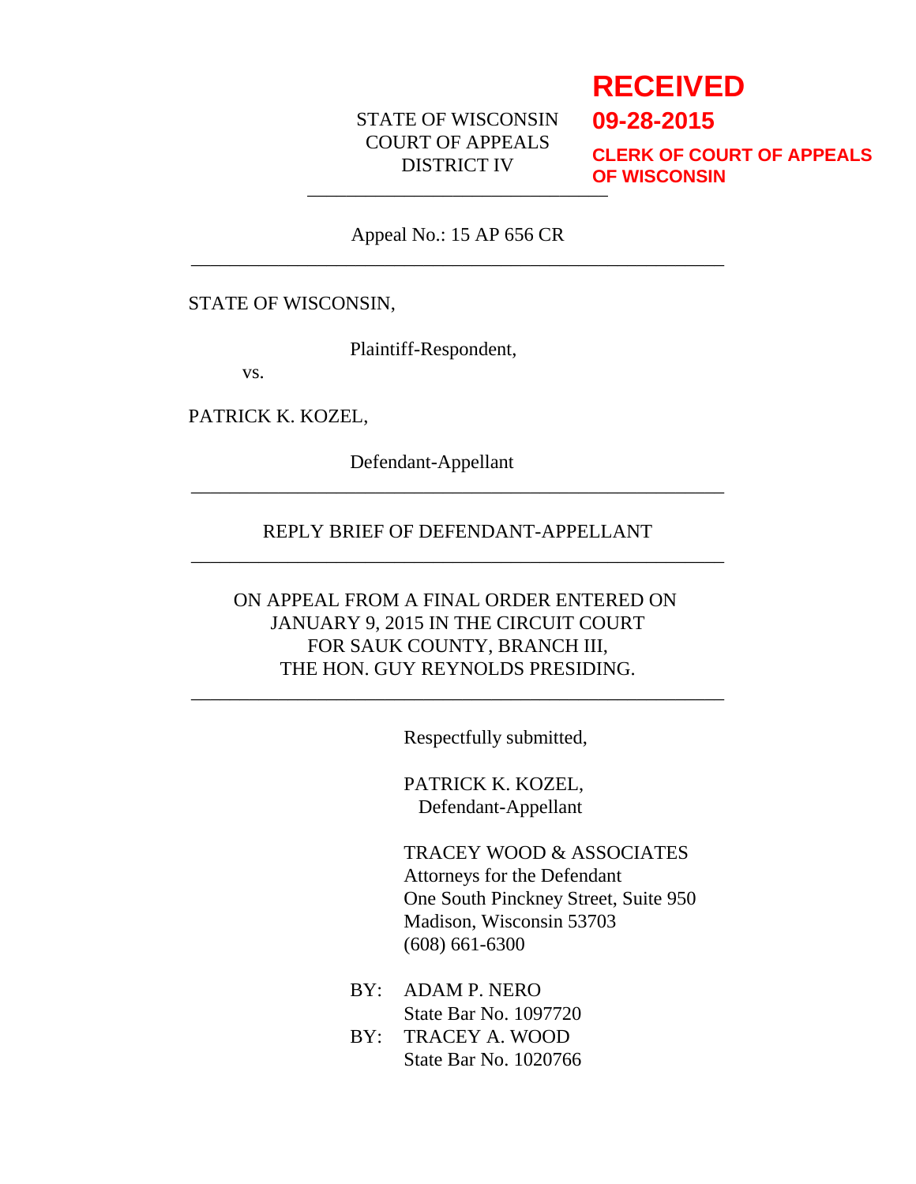**RECEIVED**
**09-28-2015**
**CLERK OF COURT OF APPEALS OF WISCONSIN**

STATE OF WISCONSIN
COURT OF APPEALS
DISTRICT IV

---

Appeal No.: 15 AP 656 CR

---

STATE OF WISCONSIN,

Plaintiff-Respondent,

vs.

PATRICK K. KOZEL,

Defendant-Appellant

---

REPLY BRIEF OF DEFENDANT-APPELLANT

---

ON APPEAL FROM A FINAL ORDER ENTERED ON JANUARY 9, 2015 IN THE CIRCUIT COURT FOR SAUK COUNTY, BRANCH III, THE HON. GUY REYNOLDS PRESIDING.

---

Respectfully submitted,

PATRICK K. KOZEL,
Defendant-Appellant

TRACEY WOOD & ASSOCIATES
Attorneys for the Defendant
One South Pinckney Street, Suite 950
Madison, Wisconsin 53703
(608) 661-6300

BY: ADAM P. NERO
State Bar No. 1097720

BY: TRACEY A. WOOD
State Bar No. 1020766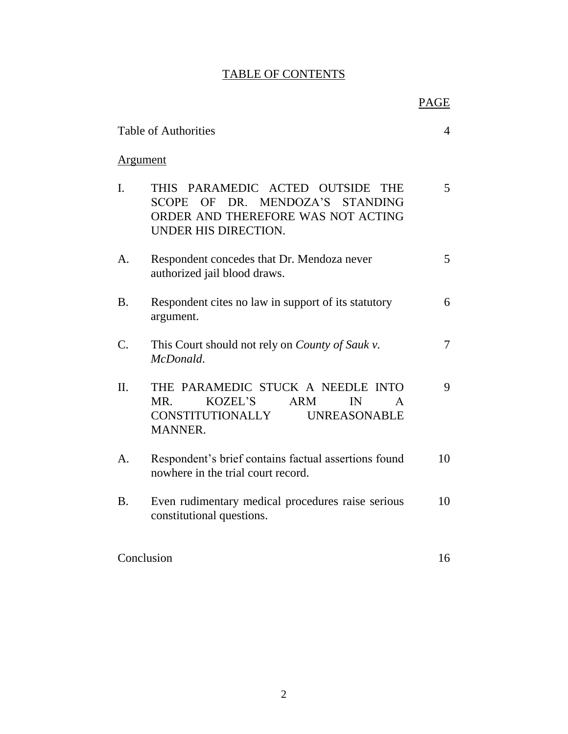# TABLE OF CONTENTS

| | | PAGE |
|---|---|---|
| Table of Authorities | | 4 |
| Argument | | |
| I. | THIS PARAMEDIC ACTED OUTSIDE THE SCOPE OF DR. MENDOZA'S STANDING ORDER AND THEREFORE WAS NOT ACTING UNDER HIS DIRECTION. | 5 |
| A. | Respondent concedes that Dr. Mendoza never authorized jail blood draws. | 5 |
| B. | Respondent cites no law in support of its statutory argument. | 6 |
| C. | This Court should not rely on *County of Sauk v. McDonald*. | 7 |
| II. | THE PARAMEDIC STUCK A NEEDLE INTO MR. KOZEL'S ARM IN A CONSTITUTIONALLY UNREASONABLE MANNER. | 9 |
| A. | Respondent's brief contains factual assertions found nowhere in the trial court record. | 10 |
| B. | Even rudimentary medical procedures raise serious constitutional questions. | 10 |
| Conclusion | | 16 |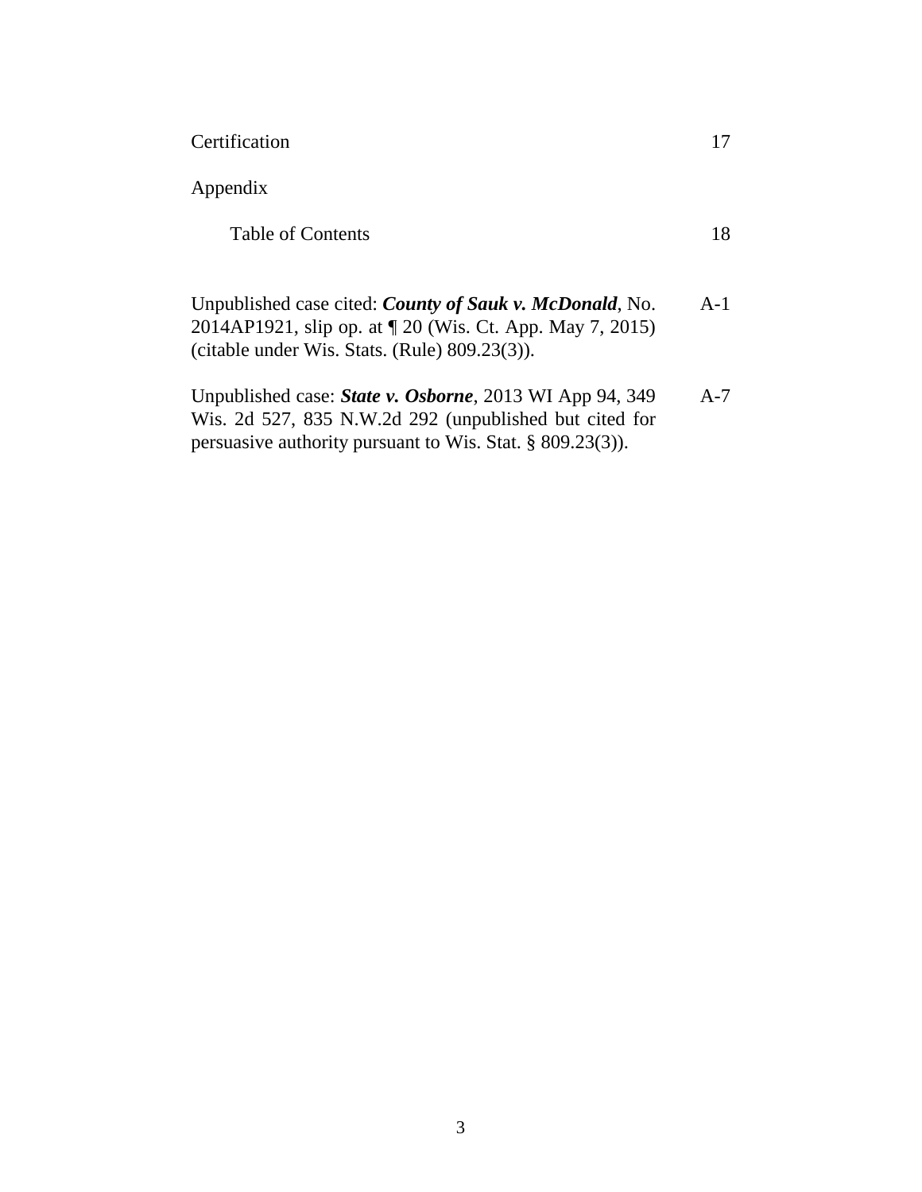| | |
|---|---|
| Certification | 17 |
| Appendix | |
| Table of Contents | 18 |
| Unpublished case cited: ***County of Sauk v. McDonald***, No. 2014AP1921, slip op. at ¶ 20 (Wis. Ct. App. May 7, 2015) (citable under Wis. Stats. (Rule) 809.23(3)). | A-1 |
| Unpublished case: ***State v. Osborne***, 2013 WI App 94, 349 Wis. 2d 527, 835 N.W.2d 292 (unpublished but cited for persuasive authority pursuant to Wis. Stat. § 809.23(3)). | A-7 |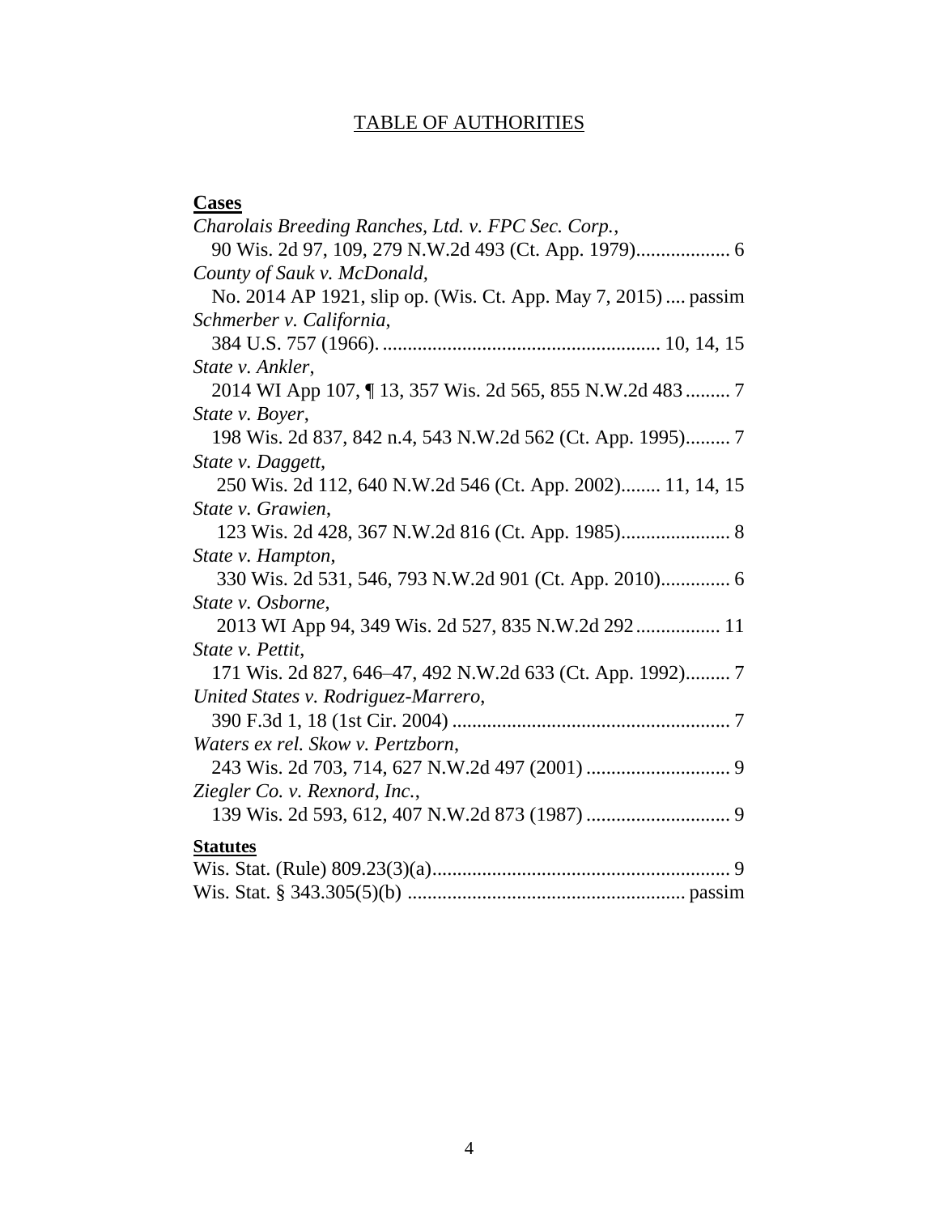# TABLE OF AUTHORITIES

**Cases**

*Charolais Breeding Ranches, Ltd. v. FPC Sec. Corp.*,
90 Wis. 2d 97, 109, 279 N.W.2d 493 (Ct. App. 1979).................. 6

*County of Sauk v. McDonald,*
No. 2014 AP 1921, slip op. (Wis. Ct. App. May 7, 2015) .... passim

*Schmerber v. California*,
384 U.S. 757 (1966). ....................................................... 10, 14, 15

*State v. Ankler*,
2014 WI App 107, ¶ 13, 357 Wis. 2d 565, 855 N.W.2d 483 ......... 7

*State v. Boyer*,
198 Wis. 2d 837, 842 n.4, 543 N.W.2d 562 (Ct. App. 1995)......... 7

*State v. Daggett*,
250 Wis. 2d 112, 640 N.W.2d 546 (Ct. App. 2002)........ 11, 14, 15

*State v. Grawien*,
123 Wis. 2d 428, 367 N.W.2d 816 (Ct. App. 1985)...................... 8

*State v. Hampton*,
330 Wis. 2d 531, 546, 793 N.W.2d 901 (Ct. App. 2010).............. 6

*State v. Osborne*,
2013 WI App 94, 349 Wis. 2d 527, 835 N.W.2d 292 ................. 11

*State v. Pettit*,
171 Wis. 2d 827, 646–47, 492 N.W.2d 633 (Ct. App. 1992)......... 7

*United States v. Rodriguez-Marrero,*
390 F.3d 1, 18 (1st Cir. 2004) ........................................................ 7

*Waters ex rel. Skow v. Pertzborn*,
243 Wis. 2d 703, 714, 627 N.W.2d 497 (2001) ............................ 9

*Ziegler Co. v. Rexnord, Inc.*,
139 Wis. 2d 593, 612, 407 N.W.2d 873 (1987) ............................ 9

**Statutes**

Wis. Stat. (Rule) 809.23(3)(a)............................................................ 9

Wis. Stat. § 343.305(5)(b) ....................................................... passim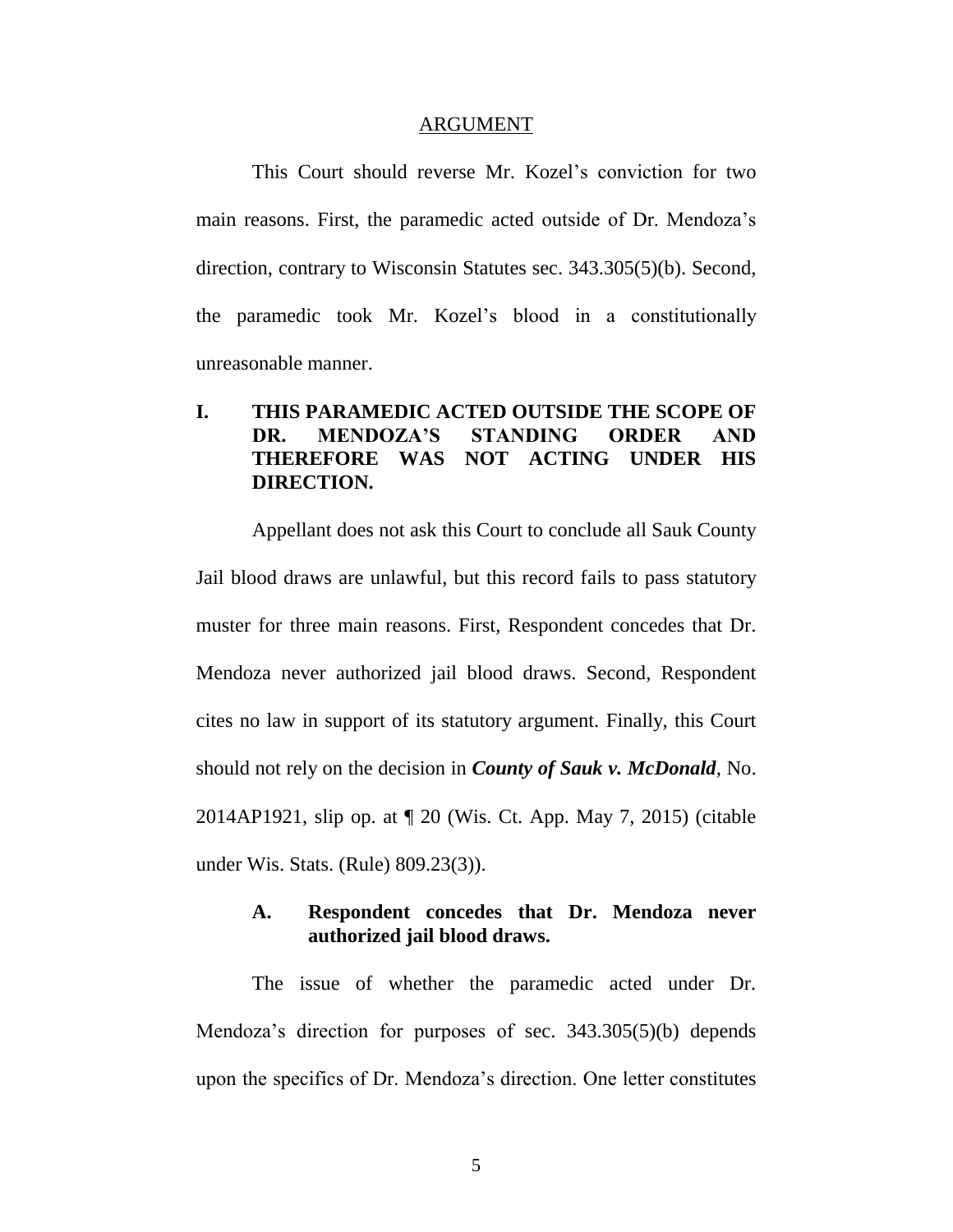## ARGUMENT

This Court should reverse Mr. Kozel's conviction for two main reasons. First, the paramedic acted outside of Dr. Mendoza's direction, contrary to Wisconsin Statutes sec. 343.305(5)(b). Second, the paramedic took Mr. Kozel's blood in a constitutionally unreasonable manner.

### I. THIS PARAMEDIC ACTED OUTSIDE THE SCOPE OF DR. MENDOZA'S STANDING ORDER AND THEREFORE WAS NOT ACTING UNDER HIS DIRECTION.

Appellant does not ask this Court to conclude all Sauk County Jail blood draws are unlawful, but this record fails to pass statutory muster for three main reasons. First, Respondent concedes that Dr. Mendoza never authorized jail blood draws. Second, Respondent cites no law in support of its statutory argument. Finally, this Court should not rely on the decision in ***County of Sauk v. McDonald***, No. 2014AP1921, slip op. at ¶ 20 (Wis. Ct. App. May 7, 2015) (citable under Wis. Stats. (Rule) 809.23(3)).

#### A. Respondent concedes that Dr. Mendoza never authorized jail blood draws.

The issue of whether the paramedic acted under Dr. Mendoza's direction for purposes of sec. 343.305(5)(b) depends upon the specifics of Dr. Mendoza's direction. One letter constitutes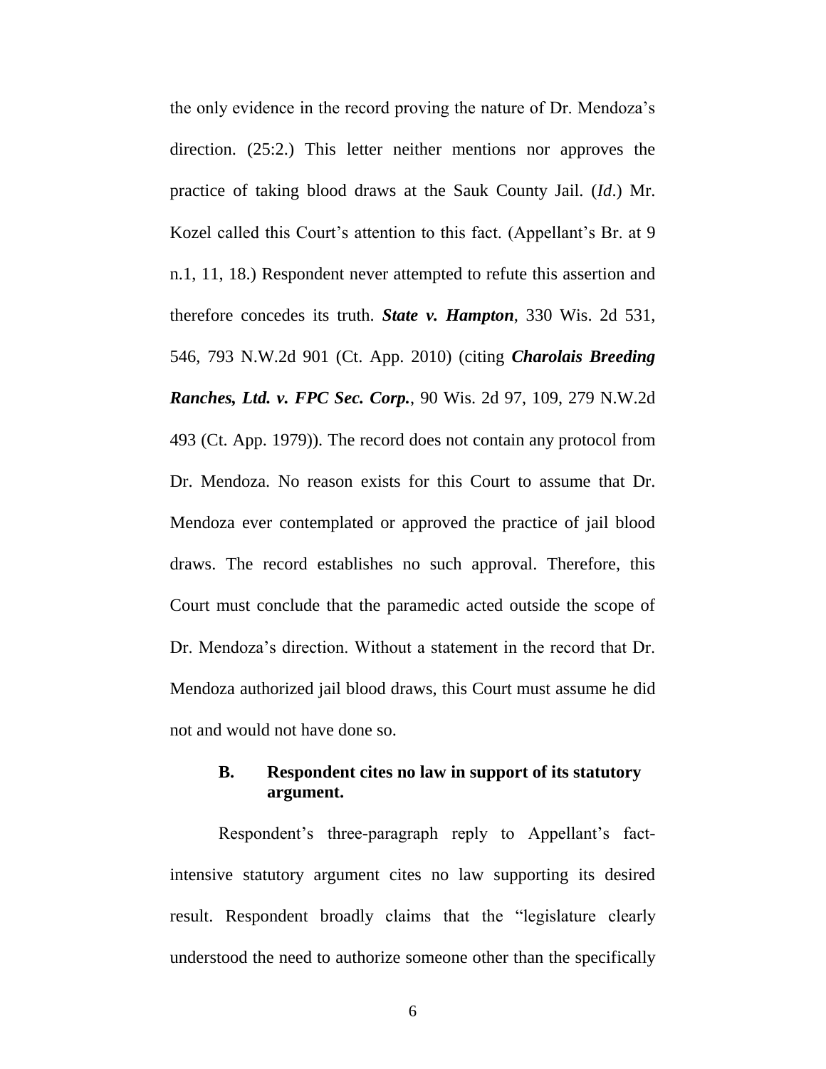the only evidence in the record proving the nature of Dr. Mendoza's direction. (25:2.) This letter neither mentions nor approves the practice of taking blood draws at the Sauk County Jail. (*Id*.) Mr. Kozel called this Court's attention to this fact. (Appellant's Br. at 9 n.1, 11, 18.) Respondent never attempted to refute this assertion and therefore concedes its truth. ***State v. Hampton***, 330 Wis. 2d 531, 546, 793 N.W.2d 901 (Ct. App. 2010) (citing ***Charolais Breeding Ranches, Ltd. v. FPC Sec. Corp.***, 90 Wis. 2d 97, 109, 279 N.W.2d 493 (Ct. App. 1979)). The record does not contain any protocol from Dr. Mendoza. No reason exists for this Court to assume that Dr. Mendoza ever contemplated or approved the practice of jail blood draws. The record establishes no such approval. Therefore, this Court must conclude that the paramedic acted outside the scope of Dr. Mendoza's direction. Without a statement in the record that Dr. Mendoza authorized jail blood draws, this Court must assume he did not and would not have done so.

### B. Respondent cites no law in support of its statutory argument.

Respondent's three-paragraph reply to Appellant's fact-intensive statutory argument cites no law supporting its desired result. Respondent broadly claims that the "legislature clearly understood the need to authorize someone other than the specifically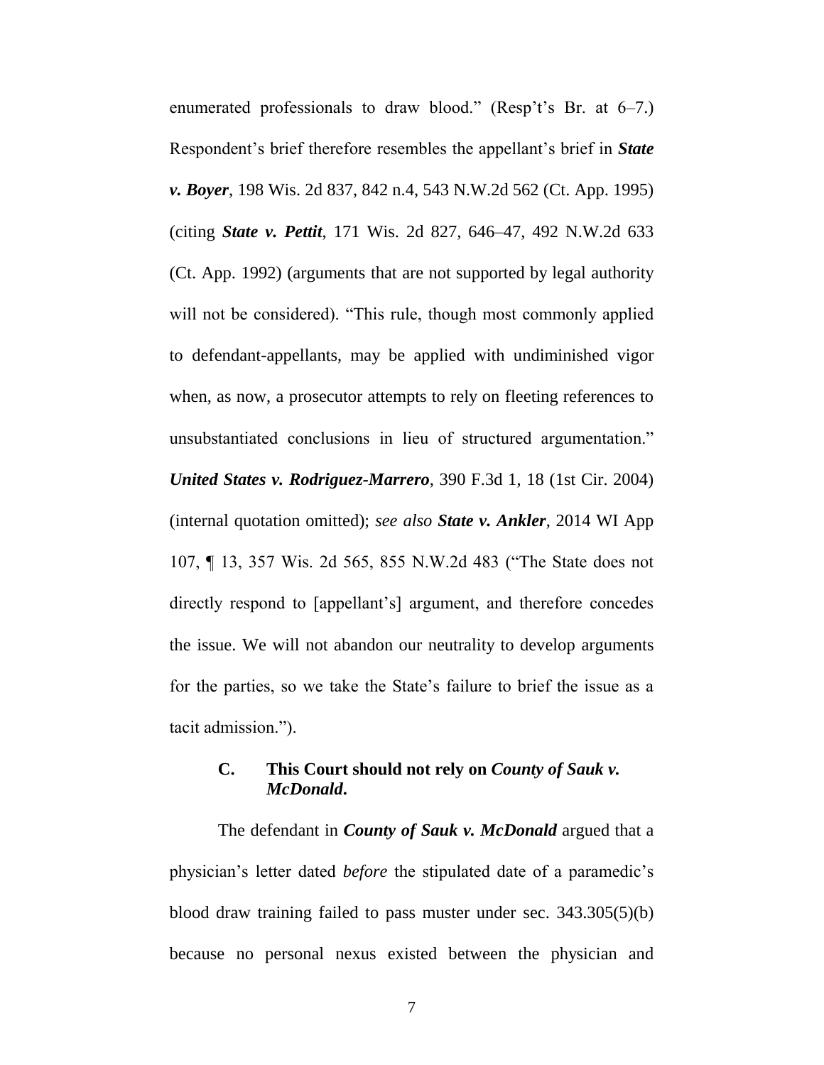enumerated professionals to draw blood." (Resp't's Br. at 6–7.) Respondent's brief therefore resembles the appellant's brief in ***State v. Boyer***, 198 Wis. 2d 837, 842 n.4, 543 N.W.2d 562 (Ct. App. 1995) (citing ***State v. Pettit***, 171 Wis. 2d 827, 646–47, 492 N.W.2d 633 (Ct. App. 1992) (arguments that are not supported by legal authority will not be considered). "This rule, though most commonly applied to defendant-appellants, may be applied with undiminished vigor when, as now, a prosecutor attempts to rely on fleeting references to unsubstantiated conclusions in lieu of structured argumentation." ***United States v. Rodriguez-Marrero***, 390 F.3d 1, 18 (1st Cir. 2004) (internal quotation omitted); *see also* ***State v. Ankler***, 2014 WI App 107, ¶ 13, 357 Wis. 2d 565, 855 N.W.2d 483 ("The State does not directly respond to [appellant's] argument, and therefore concedes the issue. We will not abandon our neutrality to develop arguments for the parties, so we take the State's failure to brief the issue as a tacit admission.").

### C. This Court should not rely on *County of Sauk v. McDonald*.

The defendant in ***County of Sauk v. McDonald*** argued that a physician's letter dated *before* the stipulated date of a paramedic's blood draw training failed to pass muster under sec. 343.305(5)(b) because no personal nexus existed between the physician and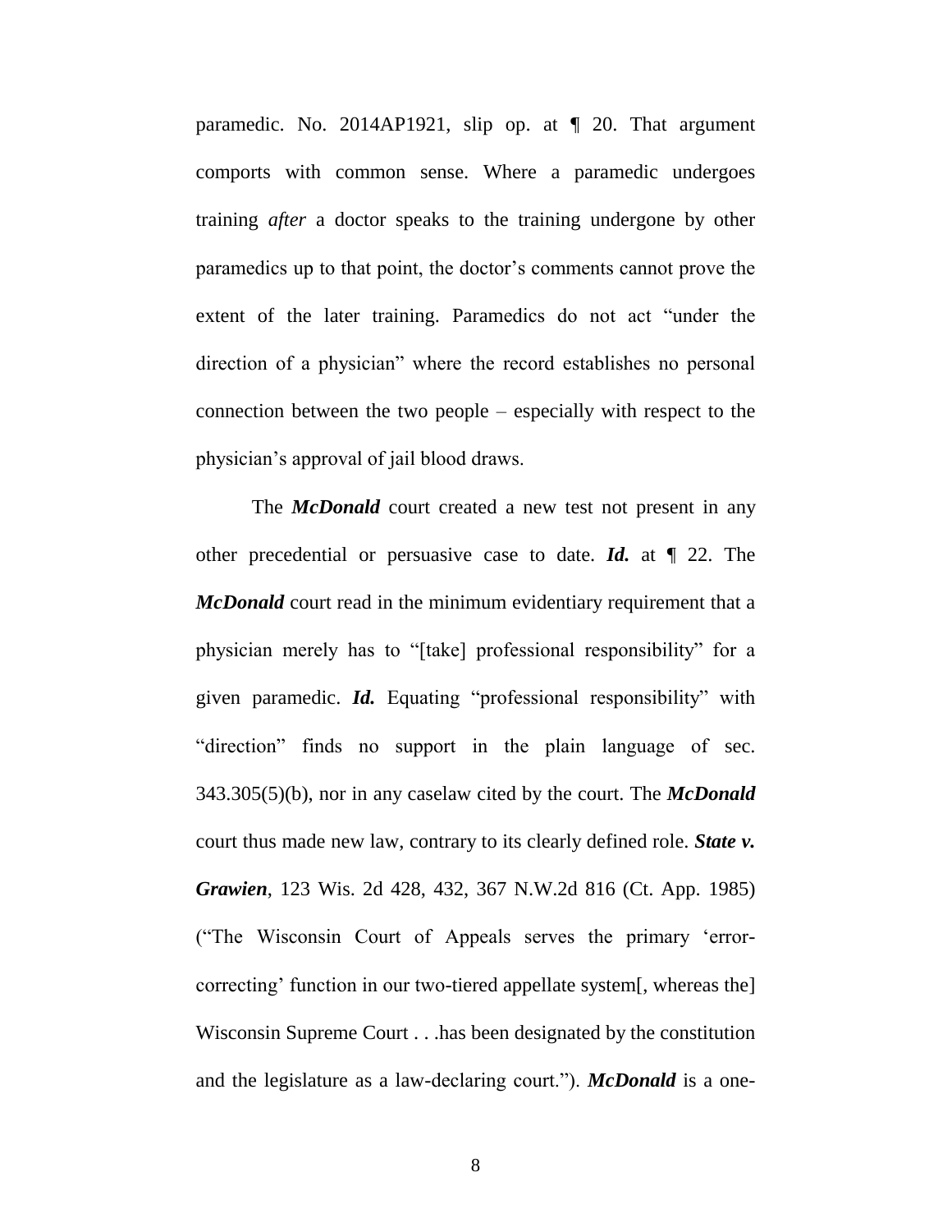paramedic. No. 2014AP1921, slip op. at ¶ 20. That argument comports with common sense. Where a paramedic undergoes training *after* a doctor speaks to the training undergone by other paramedics up to that point, the doctor's comments cannot prove the extent of the later training. Paramedics do not act "under the direction of a physician" where the record establishes no personal connection between the two people – especially with respect to the physician's approval of jail blood draws.

The ***McDonald*** court created a new test not present in any other precedential or persuasive case to date. ***Id.*** at ¶ 22. The ***McDonald*** court read in the minimum evidentiary requirement that a physician merely has to "[take] professional responsibility" for a given paramedic. ***Id.*** Equating "professional responsibility" with "direction" finds no support in the plain language of sec. 343.305(5)(b), nor in any caselaw cited by the court. The ***McDonald*** court thus made new law, contrary to its clearly defined role. ***State v. Grawien***, 123 Wis. 2d 428, 432, 367 N.W.2d 816 (Ct. App. 1985) ("The Wisconsin Court of Appeals serves the primary 'error-correcting' function in our two-tiered appellate system[, whereas the] Wisconsin Supreme Court . . .has been designated by the constitution and the legislature as a law-declaring court."). ***McDonald*** is a one-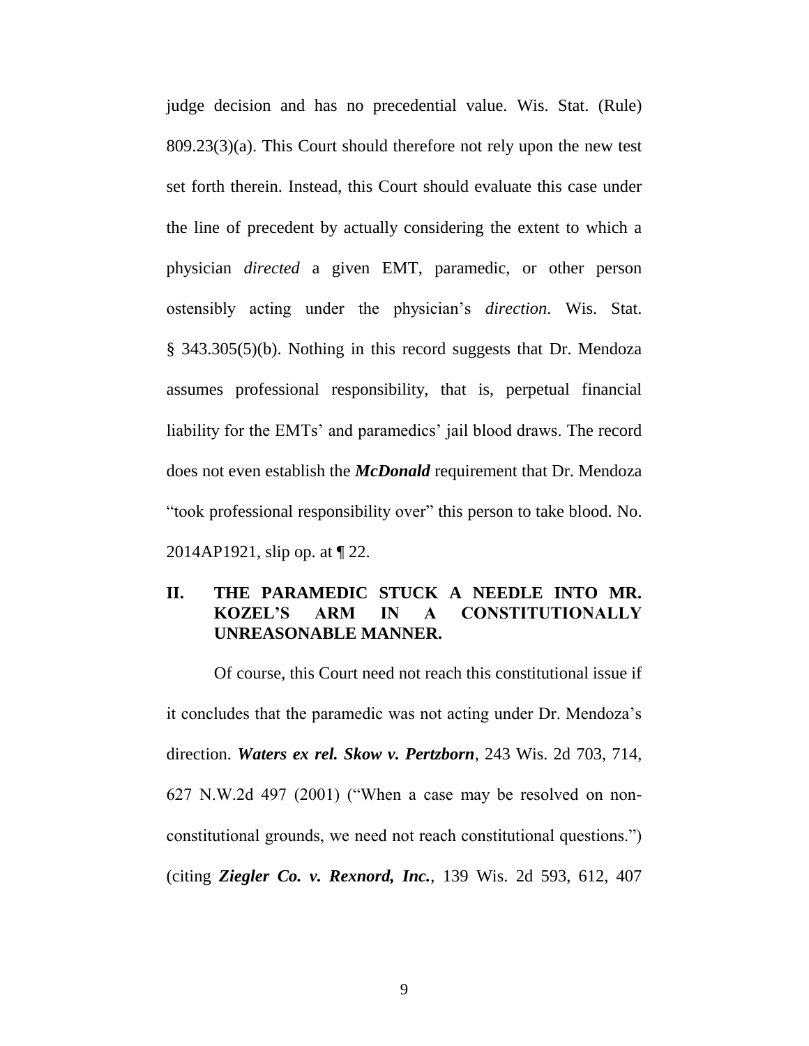judge decision and has no precedential value. Wis. Stat. (Rule) 809.23(3)(a). This Court should therefore not rely upon the new test set forth therein. Instead, this Court should evaluate this case under the line of precedent by actually considering the extent to which a physician *directed* a given EMT, paramedic, or other person ostensibly acting under the physician's *direction*. Wis. Stat. § 343.305(5)(b). Nothing in this record suggests that Dr. Mendoza assumes professional responsibility, that is, perpetual financial liability for the EMTs' and paramedics' jail blood draws. The record does not even establish the ***McDonald*** requirement that Dr. Mendoza "took professional responsibility over" this person to take blood. No. 2014AP1921, slip op. at ¶ 22.

## II. THE PARAMEDIC STUCK A NEEDLE INTO MR. KOZEL'S ARM IN A CONSTITUTIONALLY UNREASONABLE MANNER.

Of course, this Court need not reach this constitutional issue if it concludes that the paramedic was not acting under Dr. Mendoza's direction. ***Waters ex rel. Skow v. Pertzborn***, 243 Wis. 2d 703, 714, 627 N.W.2d 497 (2001) ("When a case may be resolved on non-constitutional grounds, we need not reach constitutional questions.") (citing ***Ziegler Co. v. Rexnord, Inc.***, 139 Wis. 2d 593, 612, 407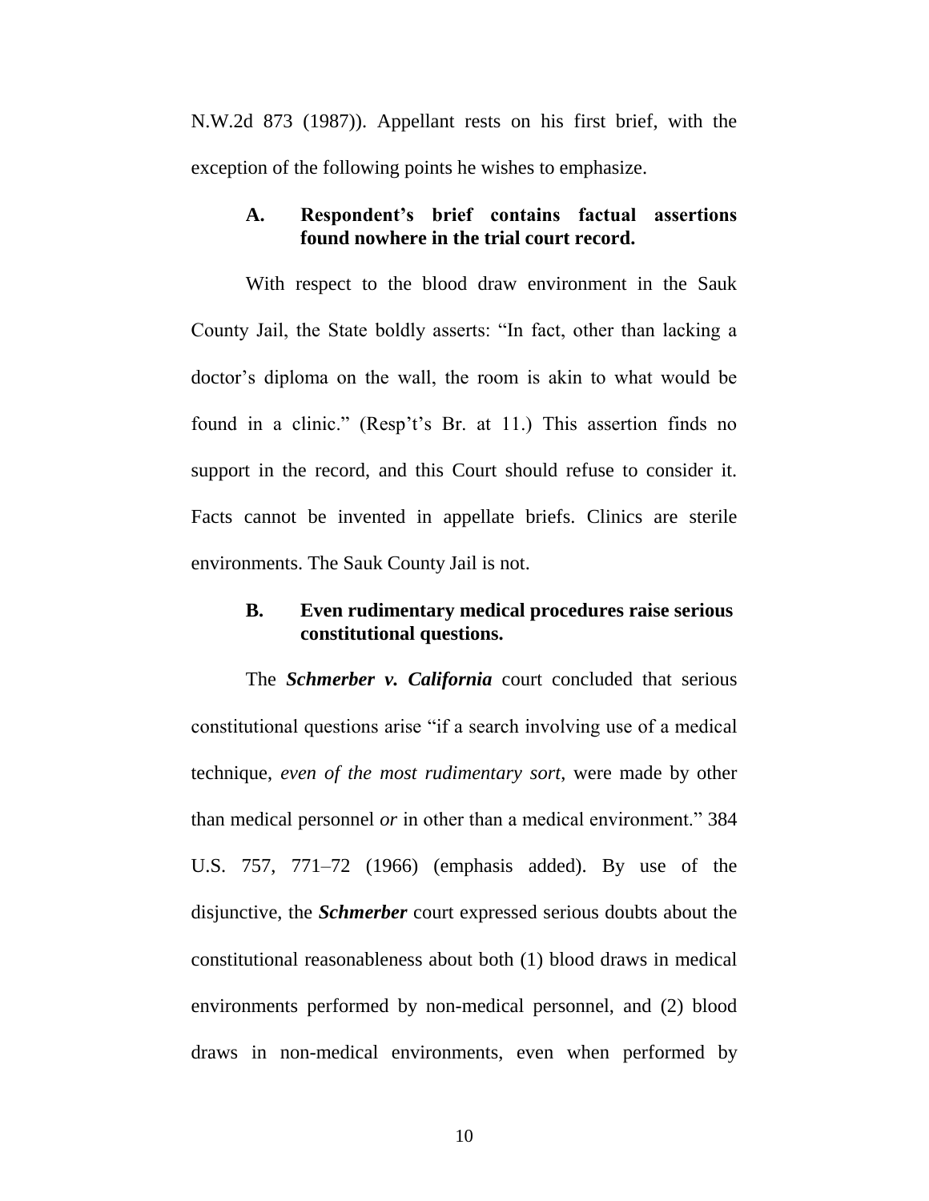N.W.2d 873 (1987)). Appellant rests on his first brief, with the exception of the following points he wishes to emphasize.

### A. Respondent's brief contains factual assertions found nowhere in the trial court record.

With respect to the blood draw environment in the Sauk County Jail, the State boldly asserts: "In fact, other than lacking a doctor's diploma on the wall, the room is akin to what would be found in a clinic." (Resp't's Br. at 11.) This assertion finds no support in the record, and this Court should refuse to consider it. Facts cannot be invented in appellate briefs. Clinics are sterile environments. The Sauk County Jail is not.

### B. Even rudimentary medical procedures raise serious constitutional questions.

The ***Schmerber v. California*** court concluded that serious constitutional questions arise "if a search involving use of a medical technique, *even of the most rudimentary sort*, were made by other than medical personnel *or* in other than a medical environment." 384 U.S. 757, 771–72 (1966) (emphasis added). By use of the disjunctive, the ***Schmerber*** court expressed serious doubts about the constitutional reasonableness about both (1) blood draws in medical environments performed by non-medical personnel, and (2) blood draws in non-medical environments, even when performed by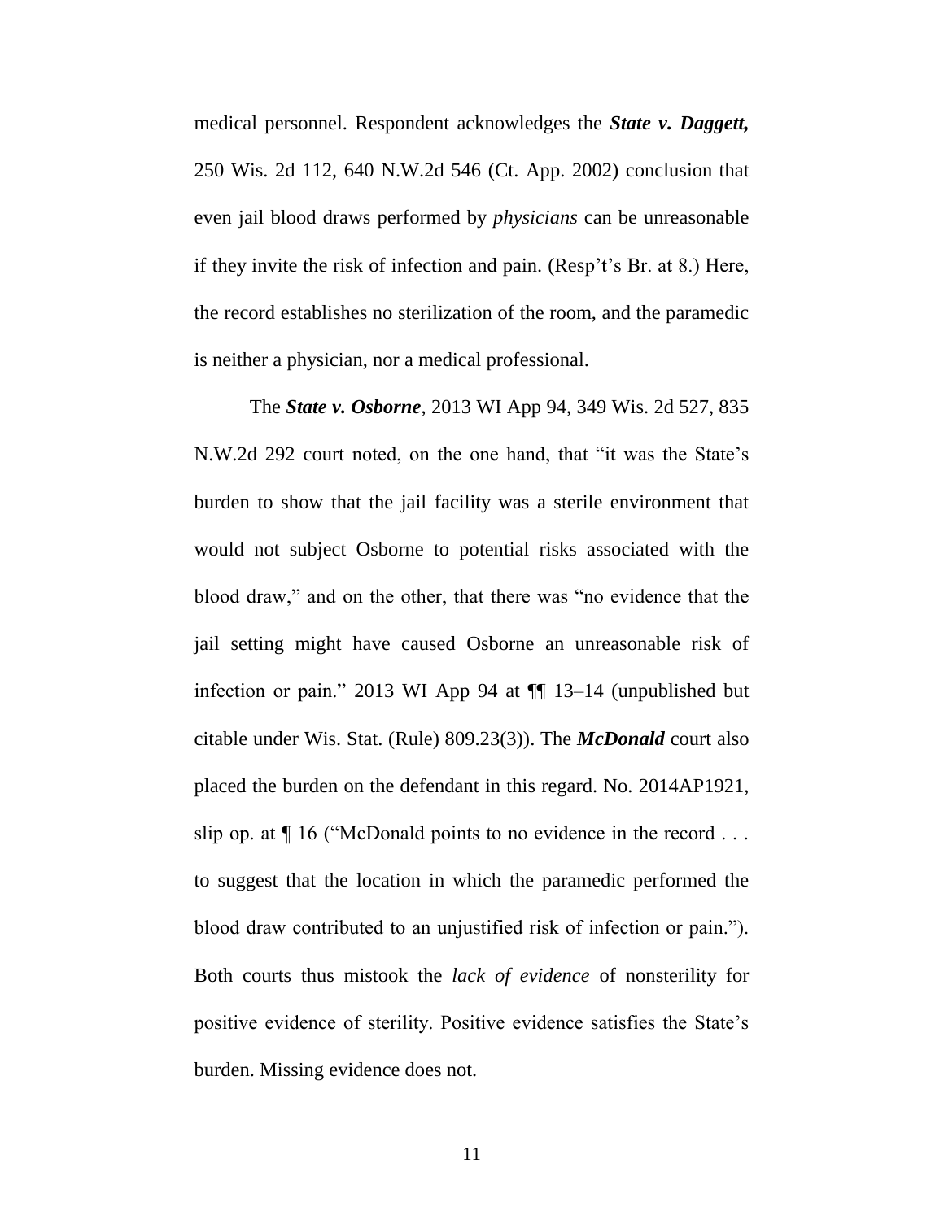medical personnel. Respondent acknowledges the ***State v. Daggett,*** 250 Wis. 2d 112, 640 N.W.2d 546 (Ct. App. 2002) conclusion that even jail blood draws performed by *physicians* can be unreasonable if they invite the risk of infection and pain. (Resp't's Br. at 8.) Here, the record establishes no sterilization of the room, and the paramedic is neither a physician, nor a medical professional.

The ***State v. Osborne***, 2013 WI App 94, 349 Wis. 2d 527, 835 N.W.2d 292 court noted, on the one hand, that "it was the State's burden to show that the jail facility was a sterile environment that would not subject Osborne to potential risks associated with the blood draw," and on the other, that there was "no evidence that the jail setting might have caused Osborne an unreasonable risk of infection or pain." 2013 WI App 94 at ¶¶ 13–14 (unpublished but citable under Wis. Stat. (Rule) 809.23(3)). The ***McDonald*** court also placed the burden on the defendant in this regard. No. 2014AP1921, slip op. at ¶ 16 ("McDonald points to no evidence in the record . . . to suggest that the location in which the paramedic performed the blood draw contributed to an unjustified risk of infection or pain."). Both courts thus mistook the *lack of evidence* of nonsterility for positive evidence of sterility. Positive evidence satisfies the State's burden. Missing evidence does not.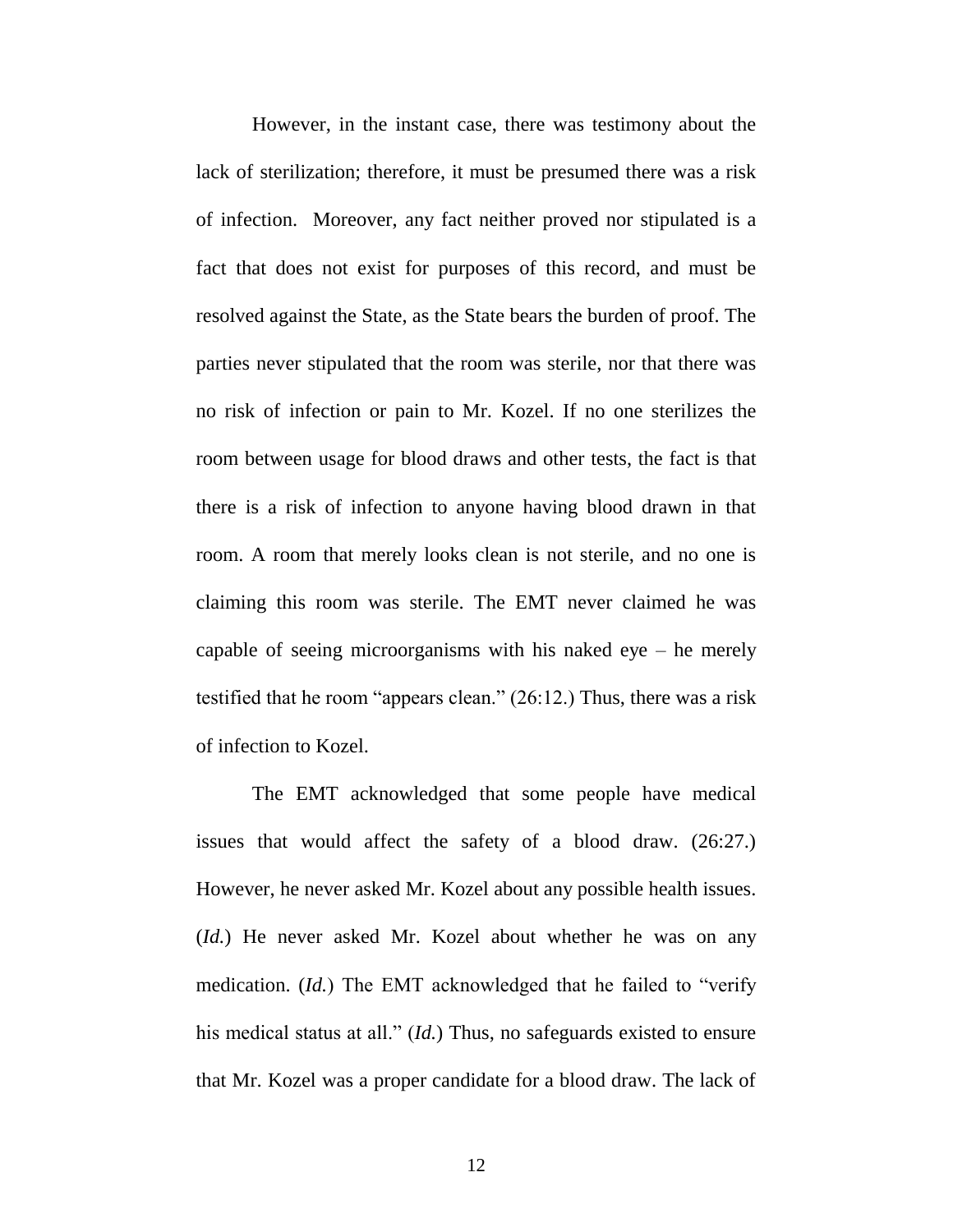However, in the instant case, there was testimony about the lack of sterilization; therefore, it must be presumed there was a risk of infection. Moreover, any fact neither proved nor stipulated is a fact that does not exist for purposes of this record, and must be resolved against the State, as the State bears the burden of proof. The parties never stipulated that the room was sterile, nor that there was no risk of infection or pain to Mr. Kozel. If no one sterilizes the room between usage for blood draws and other tests, the fact is that there is a risk of infection to anyone having blood drawn in that room. A room that merely looks clean is not sterile, and no one is claiming this room was sterile. The EMT never claimed he was capable of seeing microorganisms with his naked eye – he merely testified that he room "appears clean." (26:12.) Thus, there was a risk of infection to Kozel.

The EMT acknowledged that some people have medical issues that would affect the safety of a blood draw. (26:27.) However, he never asked Mr. Kozel about any possible health issues. (*Id.*) He never asked Mr. Kozel about whether he was on any medication. (*Id.*) The EMT acknowledged that he failed to "verify his medical status at all." (*Id.*) Thus, no safeguards existed to ensure that Mr. Kozel was a proper candidate for a blood draw. The lack of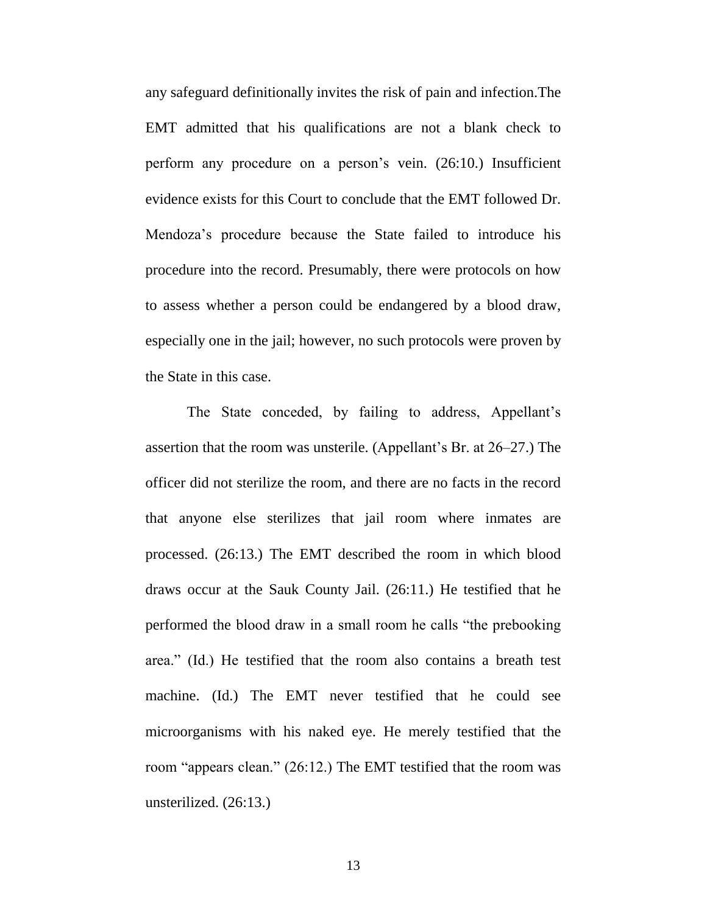any safeguard definitionally invites the risk of pain and infection.The EMT admitted that his qualifications are not a blank check to perform any procedure on a person's vein. (26:10.) Insufficient evidence exists for this Court to conclude that the EMT followed Dr. Mendoza's procedure because the State failed to introduce his procedure into the record. Presumably, there were protocols on how to assess whether a person could be endangered by a blood draw, especially one in the jail; however, no such protocols were proven by the State in this case.

The State conceded, by failing to address, Appellant's assertion that the room was unsterile. (Appellant's Br. at 26–27.) The officer did not sterilize the room, and there are no facts in the record that anyone else sterilizes that jail room where inmates are processed. (26:13.) The EMT described the room in which blood draws occur at the Sauk County Jail. (26:11.) He testified that he performed the blood draw in a small room he calls "the prebooking area." (Id.) He testified that the room also contains a breath test machine. (Id.) The EMT never testified that he could see microorganisms with his naked eye. He merely testified that the room "appears clean." (26:12.) The EMT testified that the room was unsterilized. (26:13.)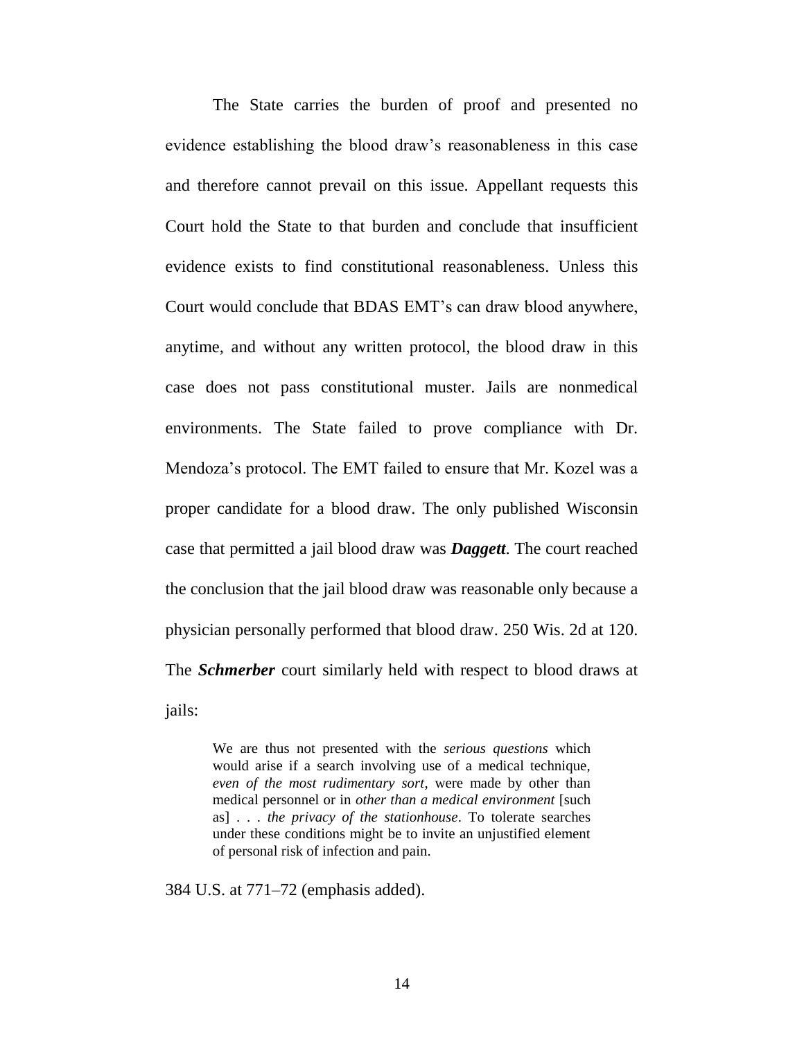The State carries the burden of proof and presented no evidence establishing the blood draw's reasonableness in this case and therefore cannot prevail on this issue. Appellant requests this Court hold the State to that burden and conclude that insufficient evidence exists to find constitutional reasonableness. Unless this Court would conclude that BDAS EMT's can draw blood anywhere, anytime, and without any written protocol, the blood draw in this case does not pass constitutional muster. Jails are nonmedical environments. The State failed to prove compliance with Dr. Mendoza's protocol. The EMT failed to ensure that Mr. Kozel was a proper candidate for a blood draw. The only published Wisconsin case that permitted a jail blood draw was ***Daggett***. The court reached the conclusion that the jail blood draw was reasonable only because a physician personally performed that blood draw. 250 Wis. 2d at 120. The ***Schmerber*** court similarly held with respect to blood draws at jails:

> We are thus not presented with the *serious questions* which would arise if a search involving use of a medical technique, *even of the most rudimentary sort*, were made by other than medical personnel or in *other than a medical environment* [such as] . . . *the privacy of the stationhouse*. To tolerate searches under these conditions might be to invite an unjustified element of personal risk of infection and pain.

384 U.S. at 771–72 (emphasis added).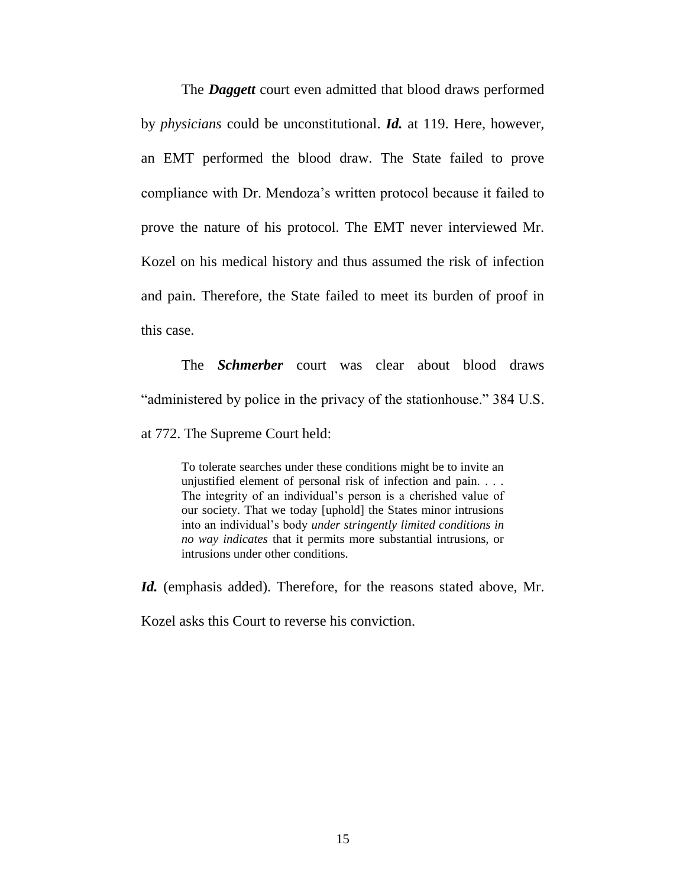The ***Daggett*** court even admitted that blood draws performed by *physicians* could be unconstitutional. ***Id.*** at 119. Here, however, an EMT performed the blood draw. The State failed to prove compliance with Dr. Mendoza's written protocol because it failed to prove the nature of his protocol. The EMT never interviewed Mr. Kozel on his medical history and thus assumed the risk of infection and pain. Therefore, the State failed to meet its burden of proof in this case.

The ***Schmerber*** court was clear about blood draws "administered by police in the privacy of the stationhouse." 384 U.S. at 772. The Supreme Court held:

> To tolerate searches under these conditions might be to invite an unjustified element of personal risk of infection and pain. . . . The integrity of an individual's person is a cherished value of our society. That we today [uphold] the States minor intrusions into an individual's body *under stringently limited conditions in no way indicates* that it permits more substantial intrusions, or intrusions under other conditions.

***Id.*** (emphasis added). Therefore, for the reasons stated above, Mr. Kozel asks this Court to reverse his conviction.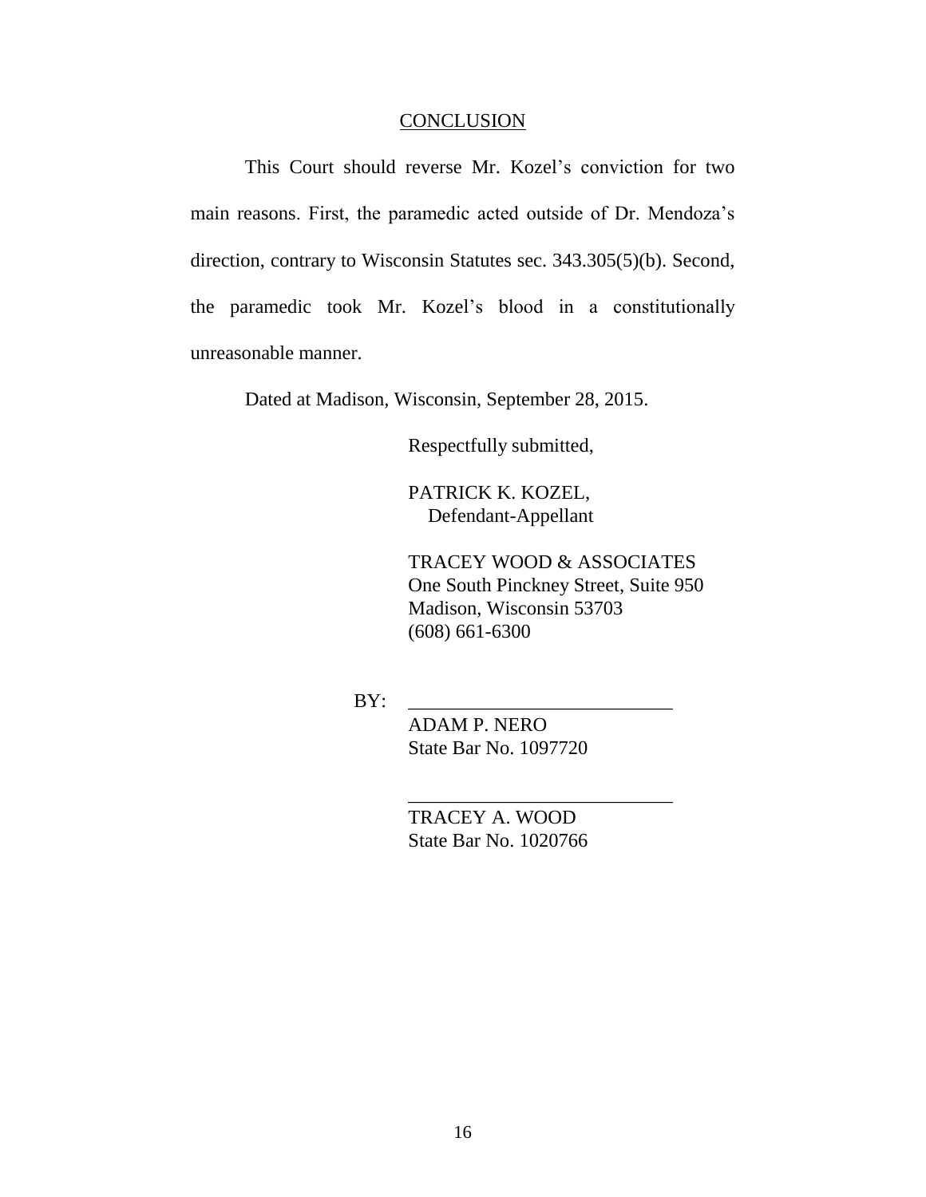## CONCLUSION

This Court should reverse Mr. Kozel's conviction for two main reasons. First, the paramedic acted outside of Dr. Mendoza's direction, contrary to Wisconsin Statutes sec. 343.305(5)(b). Second, the paramedic took Mr. Kozel's blood in a constitutionally unreasonable manner.

Dated at Madison, Wisconsin, September 28, 2015.

Respectfully submitted,

PATRICK K. KOZEL,
Defendant-Appellant

TRACEY WOOD & ASSOCIATES
One South Pinckney Street, Suite 950
Madison, Wisconsin 53703
(608) 661-6300

BY: ___________________________
ADAM P. NERO
State Bar No. 1097720

___________________________
TRACEY A. WOOD
State Bar No. 1020766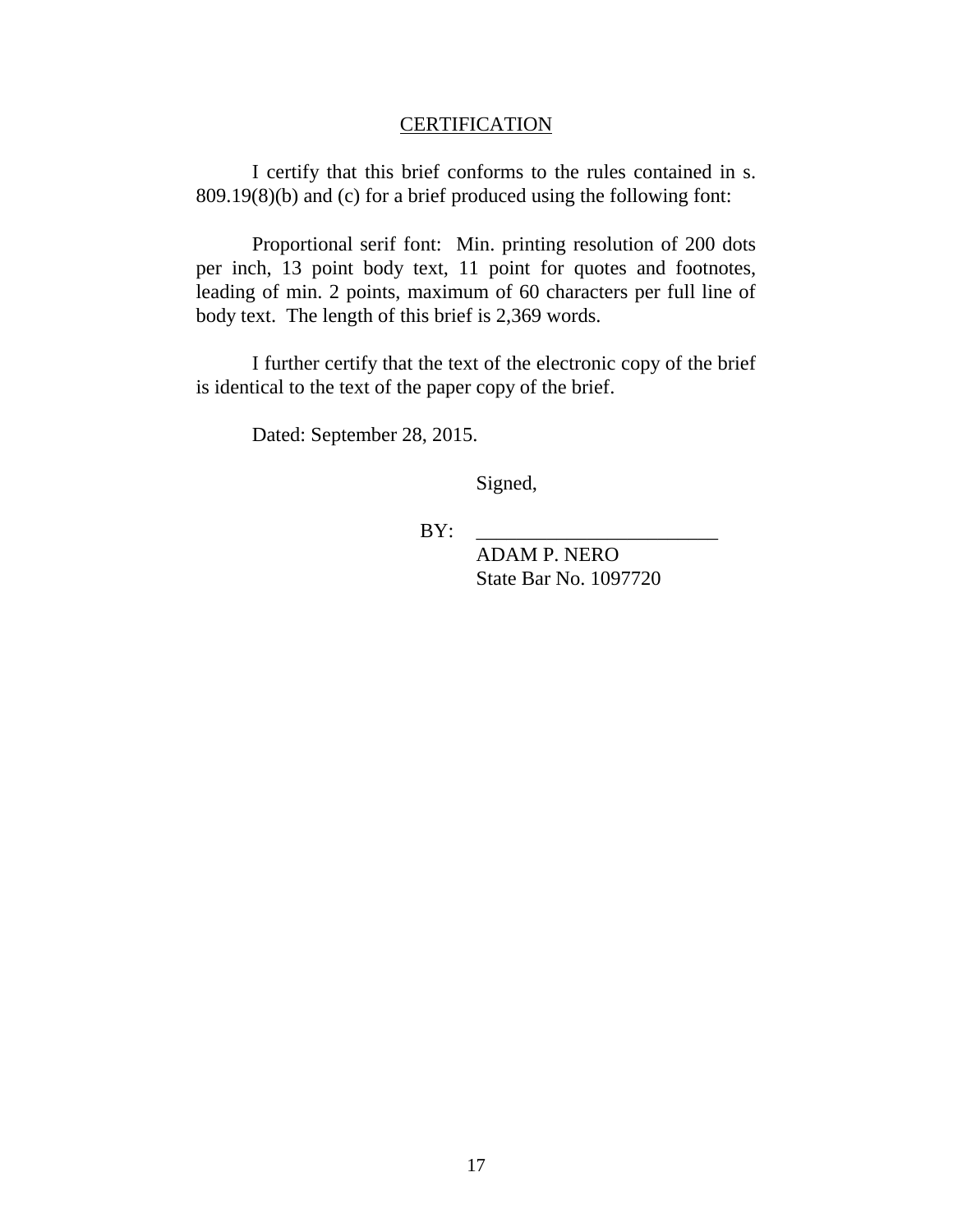## CERTIFICATION

I certify that this brief conforms to the rules contained in s. 809.19(8)(b) and (c) for a brief produced using the following font:

Proportional serif font: Min. printing resolution of 200 dots per inch, 13 point body text, 11 point for quotes and footnotes, leading of min. 2 points, maximum of 60 characters per full line of body text. The length of this brief is 2,369 words.

I further certify that the text of the electronic copy of the brief is identical to the text of the paper copy of the brief.

Dated: September 28, 2015.

Signed,

BY: ________________________

ADAM P. NERO
State Bar No. 1097720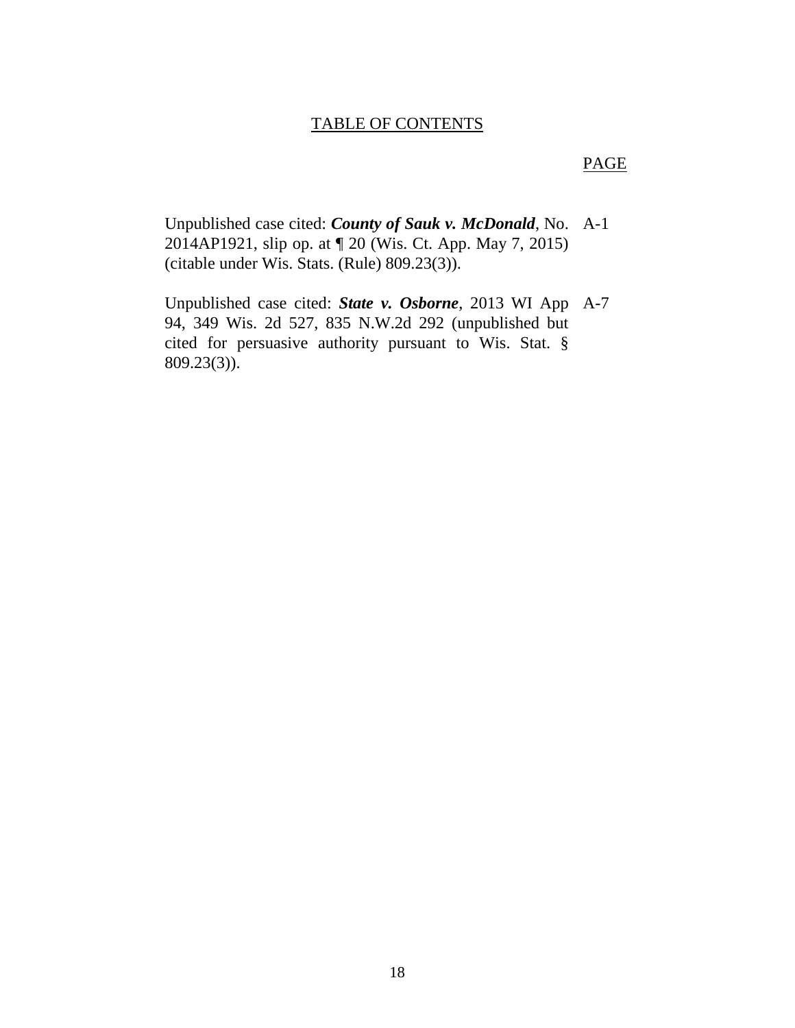# TABLE OF CONTENTS

| | PAGE |
|---|---|
| Unpublished case cited: ***County of Sauk v. McDonald***, No. 2014AP1921, slip op. at ¶ 20 (Wis. Ct. App. May 7, 2015) (citable under Wis. Stats. (Rule) 809.23(3)). | A-1 |
| Unpublished case cited: ***State v. Osborne***, 2013 WI App 94, 349 Wis. 2d 527, 835 N.W.2d 292 (unpublished but cited for persuasive authority pursuant to Wis. Stat. § 809.23(3)). | A-7 |